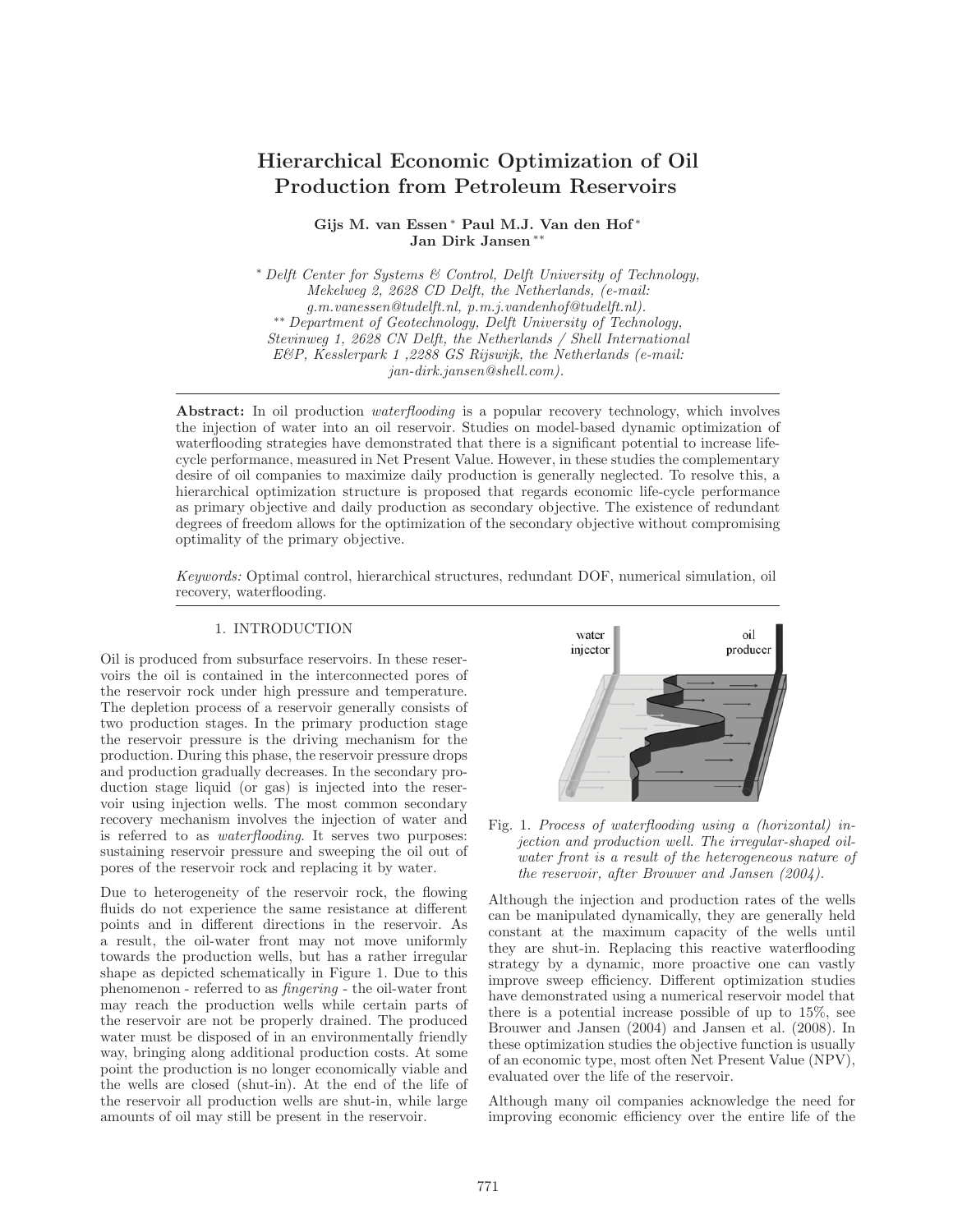# Hierarchical Economic Optimization of Oil Production from Petroleum Reservoirs

**Gijs M. van Essen** * **Paul M.J. Van den Hof** * **Jan Dirk Jansen** **

\* *Delft Center for Systems & Control, Delft University of Technology, Mekelweg 2, 2628 CD Delft, the Netherlands, (e-mail: g.m.vanessen@tudelft.nl, p.m.j.vandenhof@tudelft.nl).*
\*\* *Department of Geotechnology, Delft University of Technology, Stevinweg 1, 2628 CN Delft, the Netherlands / Shell International E&P, Kesslerpark 1 ,2288 GS Rijswijk, the Netherlands (e-mail: jan-dirk.jansen@shell.com).*

**Abstract:** In oil production *waterflooding* is a popular recovery technology, which involves the injection of water into an oil reservoir. Studies on model-based dynamic optimization of waterflooding strategies have demonstrated that there is a significant potential to increase life-cycle performance, measured in Net Present Value. However, in these studies the complementary desire of oil companies to maximize daily production is generally neglected. To resolve this, a hierarchical optimization structure is proposed that regards economic life-cycle performance as primary objective and daily production as secondary objective. The existence of redundant degrees of freedom allows for the optimization of the secondary objective without compromising optimality of the primary objective.

*Keywords:* Optimal control, hierarchical structures, redundant DOF, numerical simulation, oil recovery, waterflooding.

## 1. INTRODUCTION

Oil is produced from subsurface reservoirs. In these reservoirs the oil is contained in the interconnected pores of the reservoir rock under high pressure and temperature. The depletion process of a reservoir generally consists of two production stages. In the primary production stage the reservoir pressure is the driving mechanism for the production. During this phase, the reservoir pressure drops and production gradually decreases. In the secondary production stage liquid (or gas) is injected into the reservoir using injection wells. The most common secondary recovery mechanism involves the injection of water and is referred to as *waterflooding*. It serves two purposes: sustaining reservoir pressure and sweeping the oil out of pores of the reservoir rock and replacing it by water.

Due to heterogeneity of the reservoir rock, the flowing fluids do not experience the same resistance at different points and in different directions in the reservoir. As a result, the oil-water front may not move uniformly towards the production wells, but has a rather irregular shape as depicted schematically in Figure 1. Due to this phenomenon - referred to as *fingering* - the oil-water front may reach the production wells while certain parts of the reservoir are not be properly drained. The produced water must be disposed of in an environmentally friendly way, bringing along additional production costs. At some point the production is no longer economically viable and the wells are closed (shut-in). At the end of the life of the reservoir all production wells are shut-in, while large amounts of oil may still be present in the reservoir.

Fig. 1. *Process of waterflooding using a (horizontal) injection and production well. The irregular-shaped oil-water front is a result of the heterogeneous nature of the reservoir, after Brouwer and Jansen (2004).*

Although the injection and production rates of the wells can be manipulated dynamically, they are generally held constant at the maximum capacity of the wells until they are shut-in. Replacing this reactive waterflooding strategy by a dynamic, more proactive one can vastly improve sweep efficiency. Different optimization studies have demonstrated using a numerical reservoir model that there is a potential increase possible of up to 15%, see Brouwer and Jansen (2004) and Jansen et al. (2008). In these optimization studies the objective function is usually of an economic type, most often Net Present Value (NPV), evaluated over the life of the reservoir.

Although many oil companies acknowledge the need for improving economic efficiency over the entire life of the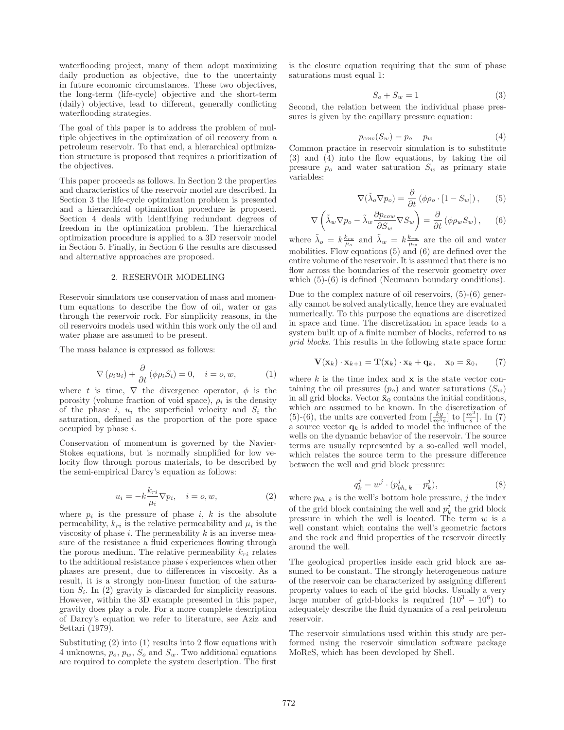waterflooding project, many of them adopt maximizing daily production as objective, due to the uncertainty in future economic circumstances. These two objectives, the long-term (life-cycle) objective and the short-term (daily) objective, lead to different, generally conflicting waterflooding strategies.

The goal of this paper is to address the problem of multiple objectives in the optimization of oil recovery from a petroleum reservoir. To that end, a hierarchical optimization structure is proposed that requires a prioritization of the objectives.

This paper proceeds as follows. In Section 2 the properties and characteristics of the reservoir model are described. In Section 3 the life-cycle optimization problem is presented and a hierarchical optimization procedure is proposed. Section 4 deals with identifying redundant degrees of freedom in the optimization problem. The hierarchical optimization procedure is applied to a 3D reservoir model in Section 5. Finally, in Section 6 the results are discussed and alternative approaches are proposed.

## 2. RESERVOIR MODELING

Reservoir simulators use conservation of mass and momentum equations to describe the flow of oil, water or gas through the reservoir rock. For simplicity reasons, in the oil reservoirs models used within this work only the oil and water phase are assumed to be present.

The mass balance is expressed as follows:

$$\nabla\left(\rho_i u_i\right) + \frac{\partial}{\partial t}\left(\phi \rho_i S_i\right) = 0, \quad i = o, w, \qquad (1)$$

where $t$ is time, $\nabla$ the divergence operator, $\phi$ is the porosity (volume fraction of void space), $\rho_i$ is the density of the phase $i$, $u_i$ the superficial velocity and $S_i$ the saturation, defined as the proportion of the pore space occupied by phase $i$.

Conservation of momentum is governed by the Navier-Stokes equations, but is normally simplified for low velocity flow through porous materials, to be described by the semi-empirical Darcy's equation as follows:

$$u_i = -k\frac{k_{ri}}{\mu_i}\nabla p_i, \quad i = o, w, \qquad (2)$$

where $p_i$ is the pressure of phase $i$, $k$ is the absolute permeability, $k_{ri}$ is the relative permeability and $\mu_i$ is the viscosity of phase $i$. The permeability $k$ is an inverse measure of the resistance a fluid experiences flowing through the porous medium. The relative permeability $k_{ri}$ relates to the additional resistance phase $i$ experiences when other phases are present, due to differences in viscosity. As a result, it is a strongly non-linear function of the saturation $S_i$. In (2) gravity is discarded for simplicity reasons. However, within the 3D example presented in this paper, gravity does play a role. For a more complete description of Darcy's equation we refer to literature, see Aziz and Settari (1979).

Substituting (2) into (1) results into 2 flow equations with 4 unknowns, $p_o$, $p_w$, $S_o$ and $S_w$. Two additional equations are required to complete the system description. The first is the closure equation requiring that the sum of phase saturations must equal 1:

$$S_o + S_w = 1 \qquad (3)$$

Second, the relation between the individual phase pressures is given by the capillary pressure equation:

$$p_{cow}(S_w) = p_o - p_w \qquad (4)$$

Common practice in reservoir simulation is to substitute (3) and (4) into the flow equations, by taking the oil pressure $p_o$ and water saturation $S_w$ as primary state variables:

$$\nabla(\tilde{\lambda}_o \nabla p_o) = \frac{\partial}{\partial t}\left(\phi\rho_o \cdot [1 - S_w]\right), \qquad (5)$$

$$\nabla\left(\tilde{\lambda}_w \nabla p_o - \tilde{\lambda}_w \frac{\partial p_{cow}}{\partial S_w}\nabla S_w\right) = \frac{\partial}{\partial t}\left(\phi\rho_w S_w\right), \qquad (6)$$

where $\tilde{\lambda}_o = k\frac{k_{ro}}{\mu_o}$ and $\tilde{\lambda}_w = k\frac{k_{rw}}{\mu_w}$ are the oil and water mobilities. Flow equations (5) and (6) are defined over the entire volume of the reservoir. It is assumed that there is no flow across the boundaries of the reservoir geometry over which (5)-(6) is defined (Neumann boundary conditions).

Due to the complex nature of oil reservoirs, (5)-(6) generally cannot be solved analytically, hence they are evaluated numerically. To this purpose the equations are discretized in space and time. The discretization in space leads to a system built up of a finite number of blocks, referred to as *grid blocks*. This results in the following state space form:

$$\mathbf{V}(\mathbf{x}_k) \cdot \mathbf{x}_{k+1} = \mathbf{T}(\mathbf{x}_k) \cdot \mathbf{x}_k + \mathbf{q}_k, \quad \mathbf{x}_0 = \bar{\mathbf{x}}_0, \qquad (7)$$

where $k$ is the time index and $\mathbf{x}$ is the state vector containing the oil pressures ($p_o$) and water saturations ($S_w$) in all grid blocks. Vector $\bar{\mathbf{x}}_0$ contains the initial conditions, which are assumed to be known. In the discretization of (5)-(6), the units are converted from $[\frac{kg}{m^3 s}]$ to $[\frac{m^3}{s}]$. In (7) a source vector $\mathbf{q}_k$ is added to model the influence of the wells on the dynamic behavior of the reservoir. The source terms are usually represented by a so-called well model, which relates the source term to the pressure difference between the well and grid block pressure:

$$q_k^j = w^j \cdot (p_{bh,\,k}^j - p_k^j), \qquad (8)$$

where $p_{bh,\,k}$ is the well's bottom hole pressure, $j$ the index of the grid block containing the well and $p_k^j$ the grid block pressure in which the well is located. The term $w$ is a well constant which contains the well's geometric factors and the rock and fluid properties of the reservoir directly around the well.

The geological properties inside each grid block are assumed to be constant. The strongly heterogeneous nature of the reservoir can be characterized by assigning different property values to each of the grid blocks. Usually a very large number of grid-blocks is required ($10^3 - 10^6$) to adequately describe the fluid dynamics of a real petroleum reservoir.

The reservoir simulations used within this study are performed using the reservoir simulation software package MoReS, which has been developed by Shell.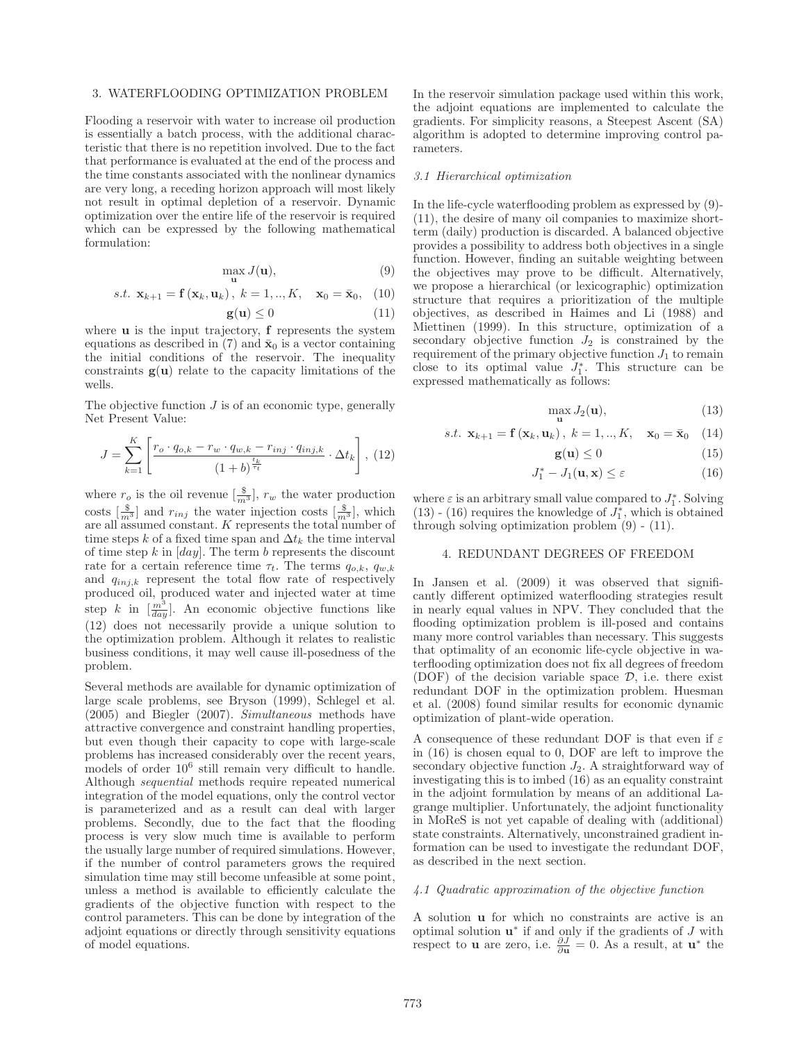## 3. WATERFLOODING OPTIMIZATION PROBLEM

Flooding a reservoir with water to increase oil production is essentially a batch process, with the additional characteristic that there is no repetition involved. Due to the fact that performance is evaluated at the end of the process and the time constants associated with the nonlinear dynamics are very long, a receding horizon approach will most likely not result in optimal depletion of a reservoir. Dynamic optimization over the entire life of the reservoir is required which can be expressed by the following mathematical formulation:

$$\max_{\mathbf{u}} J(\mathbf{u}), \tag{9}$$

$$s.t. \;\; \mathbf{x}_{k+1} = \mathbf{f}\left(\mathbf{x}_k, \mathbf{u}_k\right), \; k = 1,..,K, \quad \mathbf{x}_0 = \bar{\mathbf{x}}_0, \tag{10}$$

$$\mathbf{g}(\mathbf{u}) \leq 0 \tag{11}$$

where $\mathbf{u}$ is the input trajectory, $\mathbf{f}$ represents the system equations as described in (7) and $\bar{\mathbf{x}}_0$ is a vector containing the initial conditions of the reservoir. The inequality constraints $\mathbf{g}(\mathbf{u})$ relate to the capacity limitations of the wells.

The objective function $J$ is of an economic type, generally Net Present Value:

$$J = \sum_{k=1}^{K} \left[ \frac{r_o \cdot q_{o,k} - r_w \cdot q_{w,k} - r_{inj} \cdot q_{inj,k}}{(1+b)^{\frac{t_k}{\tau_t}}} \cdot \Delta t_k \right], \tag{12}$$

where $r_o$ is the oil revenue $[\frac{\$}{m^3}]$, $r_w$ the water production costs $[\frac{\$}{m^3}]$ and $r_{inj}$ the water injection costs $[\frac{\$}{m^3}]$, which are all assumed constant. $K$ represents the total number of time steps $k$ of a fixed time span and $\Delta t_k$ the time interval of time step $k$ in $[day]$. The term $b$ represents the discount rate for a certain reference time $\tau_t$. The terms $q_{o,k}$, $q_{w,k}$ and $q_{inj,k}$ represent the total flow rate of respectively produced oil, produced water and injected water at time step $k$ in $[\frac{m^3}{day}]$. An economic objective functions like (12) does not necessarily provide a unique solution to the optimization problem. Although it relates to realistic business conditions, it may well cause ill-posedness of the problem.

Several methods are available for dynamic optimization of large scale problems, see Bryson (1999), Schlegel et al. (2005) and Biegler (2007). *Simultaneous* methods have attractive convergence and constraint handling properties, but even though their capacity to cope with large-scale problems has increased considerably over the recent years, models of order $10^6$ still remain very difficult to handle. Although *sequential* methods require repeated numerical integration of the model equations, only the control vector is parameterized and as a result can deal with larger problems. Secondly, due to the fact that the flooding process is very slow much time is available to perform the usually large number of required simulations. However, if the number of control parameters grows the required simulation time may still become unfeasible at some point, unless a method is available to efficiently calculate the gradients of the objective function with respect to the control parameters. This can be done by integration of the adjoint equations or directly through sensitivity equations of model equations.

In the reservoir simulation package used within this work, the adjoint equations are implemented to calculate the gradients. For simplicity reasons, a Steepest Ascent (SA) algorithm is adopted to determine improving control parameters.

### 3.1 Hierarchical optimization

In the life-cycle waterflooding problem as expressed by (9)-(11), the desire of many oil companies to maximize short-term (daily) production is discarded. A balanced objective provides a possibility to address both objectives in a single function. However, finding an suitable weighting between the objectives may prove to be difficult. Alternatively, we propose a hierarchical (or lexicographic) optimization structure that requires a prioritization of the multiple objectives, as described in Haimes and Li (1988) and Miettinen (1999). In this structure, optimization of a secondary objective function $J_2$ is constrained by the requirement of the primary objective function $J_1$ to remain close to its optimal value $J_1^*$. This structure can be expressed mathematically as follows:

$$\max_{\mathbf{u}} J_2(\mathbf{u}), \tag{13}$$

$$s.t. \;\; \mathbf{x}_{k+1} = \mathbf{f}\left(\mathbf{x}_k, \mathbf{u}_k\right), \; k = 1,..,K, \quad \mathbf{x}_0 = \bar{\mathbf{x}}_0 \tag{14}$$

$$\mathbf{g}(\mathbf{u}) \leq 0 \tag{15}$$

$$J_1^* - J_1(\mathbf{u}, \mathbf{x}) \leq \varepsilon \tag{16}$$

where $\varepsilon$ is an arbitrary small value compared to $J_1^*$. Solving (13) - (16) requires the knowledge of $J_1^*$, which is obtained through solving optimization problem (9) - (11).

## 4. REDUNDANT DEGREES OF FREEDOM

In Jansen et al. (2009) it was observed that significantly different optimized waterflooding strategies result in nearly equal values in NPV. They concluded that the flooding optimization problem is ill-posed and contains many more control variables than necessary. This suggests that optimality of an economic life-cycle objective in waterflooding optimization does not fix all degrees of freedom (DOF) of the decision variable space $\mathcal{D}$, i.e. there exist redundant DOF in the optimization problem. Huesman et al. (2008) found similar results for economic dynamic optimization of plant-wide operation.

A consequence of these redundant DOF is that even if $\varepsilon$ in (16) is chosen equal to 0, DOF are left to improve the secondary objective function $J_2$. A straightforward way of investigating this is to imbed (16) as an equality constraint in the adjoint formulation by means of an additional Lagrange multiplier. Unfortunately, the adjoint functionality in MoReS is not yet capable of dealing with (additional) state constraints. Alternatively, unconstrained gradient information can be used to investigate the redundant DOF, as described in the next section.

### 4.1 Quadratic approximation of the objective function

A solution $\mathbf{u}$ for which no constraints are active is an optimal solution $\mathbf{u}^*$ if and only if the gradients of $J$ with respect to $\mathbf{u}$ are zero, i.e. $\frac{\partial J}{\partial \mathbf{u}} = 0$. As a result, at $\mathbf{u}^*$ the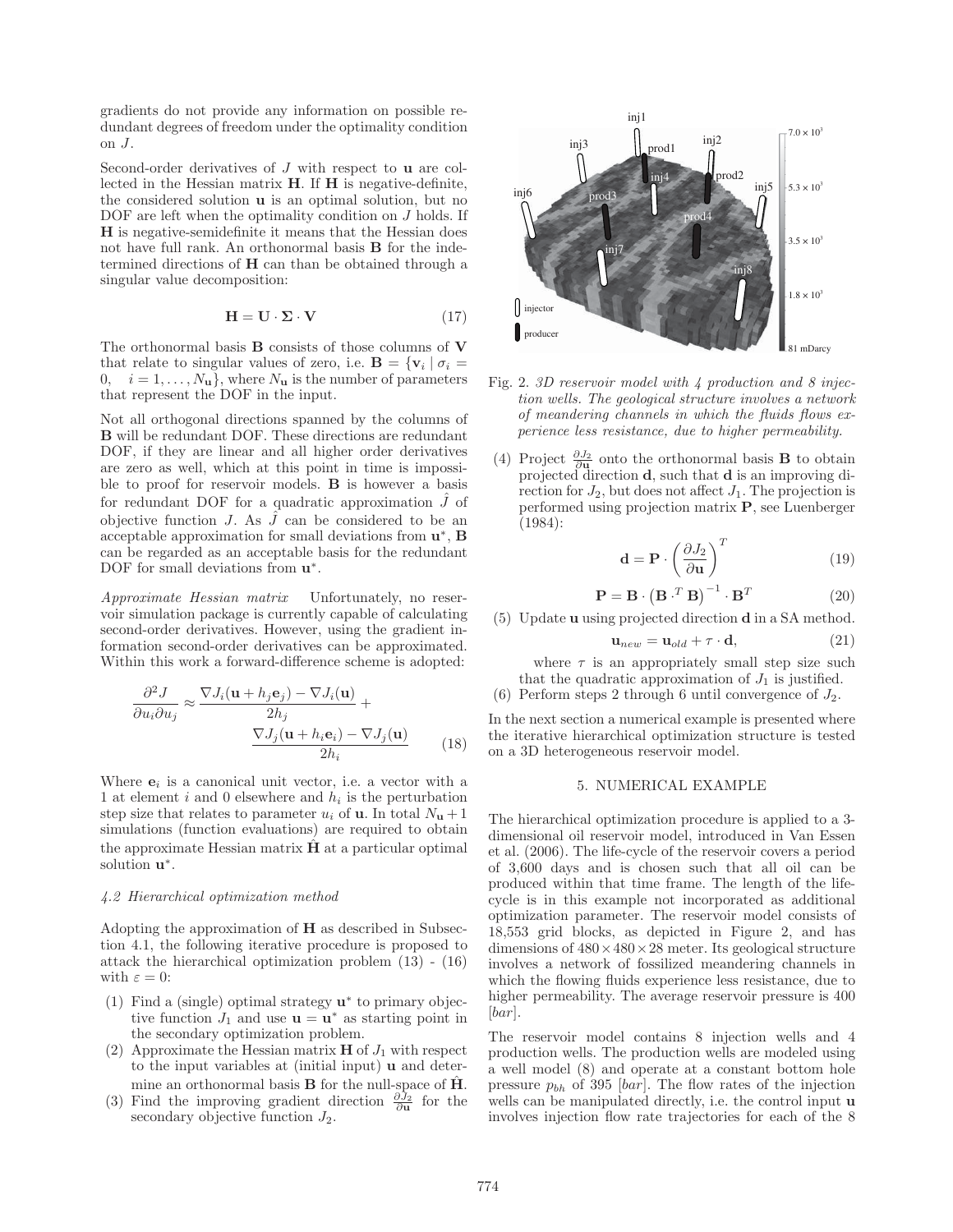gradients do not provide any information on possible redundant degrees of freedom under the optimality condition on $J$.

Second-order derivatives of $J$ with respect to $\mathbf{u}$ are collected in the Hessian matrix $\mathbf{H}$. If $\mathbf{H}$ is negative-definite, the considered solution $\mathbf{u}$ is an optimal solution, but no DOF are left when the optimality condition on $J$ holds. If $\mathbf{H}$ is negative-semidefinite it means that the Hessian does not have full rank. An orthonormal basis $\mathbf{B}$ for the indetermined directions of $\mathbf{H}$ can than be obtained through a singular value decomposition:

$$\mathbf{H} = \mathbf{U} \cdot \mathbf{\Sigma} \cdot \mathbf{V} \tag{17}$$

The orthonormal basis $\mathbf{B}$ consists of those columns of $\mathbf{V}$ that relate to singular values of zero, i.e. $\mathbf{B} = \{\mathbf{v}_i \mid \sigma_i = 0, \quad i = 1, \ldots, N_{\mathbf{u}}\}$, where $N_{\mathbf{u}}$ is the number of parameters that represent the DOF in the input.

Not all orthogonal directions spanned by the columns of $\mathbf{B}$ will be redundant DOF. These directions are redundant DOF, if they are linear and all higher order derivatives are zero as well, which at this point in time is impossible to proof for reservoir models. $\mathbf{B}$ is however a basis for redundant DOF for a quadratic approximation $\hat{J}$ of objective function $J$. As $\hat{J}$ can be considered to be an acceptable approximation for small deviations from $\mathbf{u}^*$, $\mathbf{B}$ can be regarded as an acceptable basis for the redundant DOF for small deviations from $\mathbf{u}^*$.

*Approximate Hessian matrix* Unfortunately, no reservoir simulation package is currently capable of calculating second-order derivatives. However, using the gradient information second-order derivatives can be approximated. Within this work a forward-difference scheme is adopted:

$$\frac{\partial^2 J}{\partial u_i \partial u_j} \approx \frac{\nabla J_i(\mathbf{u} + h_j \mathbf{e}_j) - \nabla J_i(\mathbf{u})}{2h_j} + \frac{\nabla J_j(\mathbf{u} + h_i \mathbf{e}_i) - \nabla J_j(\mathbf{u})}{2h_i} \tag{18}$$

Where $\mathbf{e}_i$ is a canonical unit vector, i.e. a vector with a 1 at element $i$ and 0 elsewhere and $h_i$ is the perturbation step size that relates to parameter $u_i$ of $\mathbf{u}$. In total $N_{\mathbf{u}} + 1$ simulations (function evaluations) are required to obtain the approximate Hessian matrix $\hat{\mathbf{H}}$ at a particular optimal solution $\mathbf{u}^*$.

### 4.2 Hierarchical optimization method

Adopting the approximation of $\mathbf{H}$ as described in Subsection 4.1, the following iterative procedure is proposed to attack the hierarchical optimization problem (13) - (16) with $\varepsilon = 0$:

(1) Find a (single) optimal strategy $\mathbf{u}^*$ to primary objective function $J_1$ and use $\mathbf{u} = \mathbf{u}^*$ as starting point in the secondary optimization problem.
(2) Approximate the Hessian matrix $\mathbf{H}$ of $J_1$ with respect to the input variables at (initial input) $\mathbf{u}$ and determine an orthonormal basis $\mathbf{B}$ for the null-space of $\hat{\mathbf{H}}$.
(3) Find the improving gradient direction $\frac{\partial J_2}{\partial \mathbf{u}}$ for the secondary objective function $J_2$.
(4) Project $\frac{\partial J_2}{\partial \mathbf{u}}$ onto the orthonormal basis $\mathbf{B}$ to obtain projected direction $\mathbf{d}$, such that $\mathbf{d}$ is an improving direction for $J_2$, but does not affect $J_1$. The projection is performed using projection matrix $\mathbf{P}$, see Luenberger (1984):

$$\mathbf{d} = \mathbf{P} \cdot \left(\frac{\partial J_2}{\partial \mathbf{u}}\right)^T \tag{19}$$

$$\mathbf{P} = \mathbf{B} \cdot \left(\mathbf{B}^{.T} \mathbf{B}\right)^{-1} \cdot \mathbf{B}^T \tag{20}$$

(5) Update $\mathbf{u}$ using projected direction $\mathbf{d}$ in a SA method.

$$\mathbf{u}_{new} = \mathbf{u}_{old} + \tau \cdot \mathbf{d}, \tag{21}$$

where $\tau$ is an appropriately small step size such that the quadratic approximation of $J_1$ is justified.
(6) Perform steps 2 through 6 until convergence of $J_2$.

In the next section a numerical example is presented where the iterative hierarchical optimization structure is tested on a 3D heterogeneous reservoir model.

## 5. NUMERICAL EXAMPLE

The hierarchical optimization procedure is applied to a 3-dimensional oil reservoir model, introduced in Van Essen et al. (2006). The life-cycle of the reservoir covers a period of 3,600 days and is chosen such that all oil can be produced within that time frame. The length of the life-cycle is in this example not incorporated as additional optimization parameter. The reservoir model consists of 18,553 grid blocks, as depicted in Figure 2, and has dimensions of $480 \times 480 \times 28$ meter. Its geological structure involves a network of fossilized meandering channels in which the flowing fluids experience less resistance, due to higher permeability. The average reservoir pressure is 400 [*bar*].

The reservoir model contains 8 injection wells and 4 production wells. The production wells are modeled using a well model (8) and operate at a constant bottom hole pressure $p_{bh}$ of 395 [*bar*]. The flow rates of the injection wells can be manipulated directly, i.e. the control input $\mathbf{u}$ involves injection flow rate trajectories for each of the 8

Fig. 2. *3D reservoir model with 4 production and 8 injection wells. The geological structure involves a network of meandering channels in which the fluids flows experience less resistance, due to higher permeability.*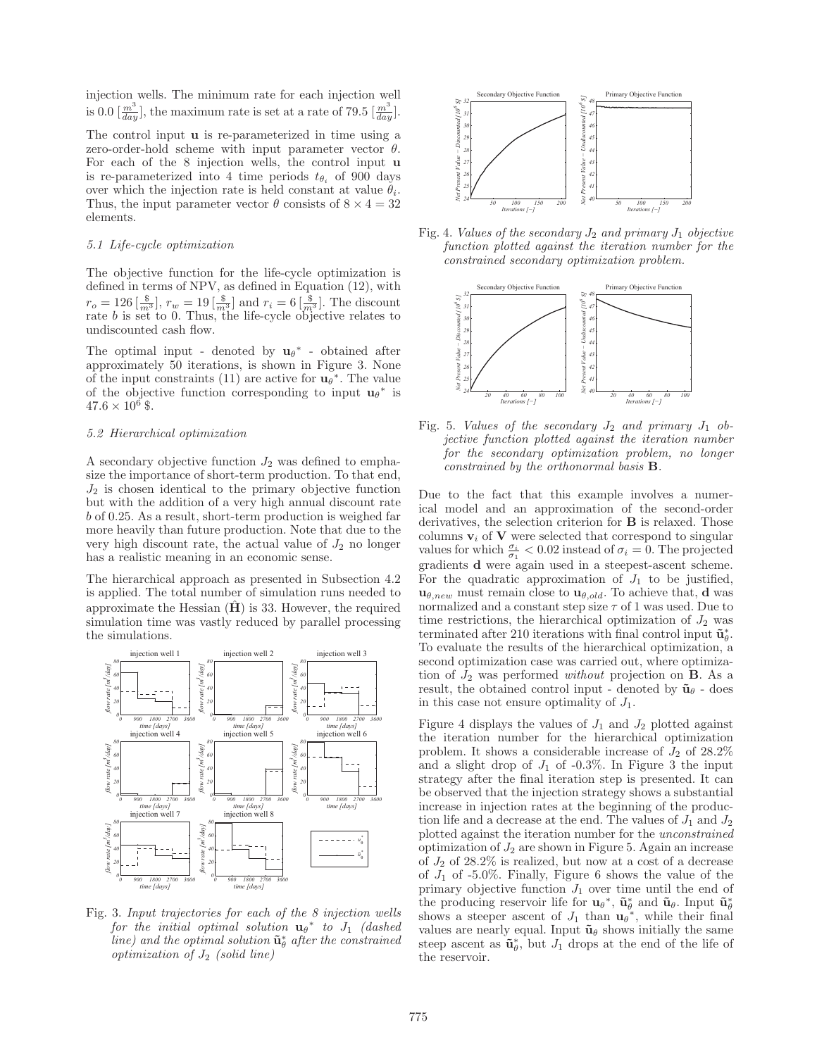injection wells. The minimum rate for each injection well is 0.0 $[\frac{m^3}{day}]$, the maximum rate is set at a rate of 79.5 $[\frac{m^3}{day}]$.

The control input $\mathbf{u}$ is re-parameterized in time using a zero-order-hold scheme with input parameter vector $\theta$. For each of the 8 injection wells, the control input $\mathbf{u}$ is re-parameterized into 4 time periods $t_{\theta_i}$ of 900 days over which the injection rate is held constant at value $\theta_i$. Thus, the input parameter vector $\theta$ consists of $8 \times 4 = 32$ elements.

### 5.1 Life-cycle optimization

The objective function for the life-cycle optimization is defined in terms of NPV, as defined in Equation (12), with $r_o = 126\,[\frac{\$}{m^3}]$, $r_w = 19\,[\frac{\$}{m^3}]$ and $r_i = 6\,[\frac{\$}{m^3}]$. The discount rate $b$ is set to 0. Thus, the life-cycle objective relates to undiscounted cash flow.

The optimal input - denoted by $\mathbf{u}_\theta{}^*$ - obtained after approximately 50 iterations, is shown in Figure 3. None of the input constraints (11) are active for $\mathbf{u}_\theta{}^*$. The value of the objective function corresponding to input $\mathbf{u}_\theta{}^*$ is $47.6 \times 10^6$ \$.

### 5.2 Hierarchical optimization

A secondary objective function $J_2$ was defined to emphasize the importance of short-term production. To that end, $J_2$ is chosen identical to the primary objective function but with the addition of a very high annual discount rate $b$ of 0.25. As a result, short-term production is weighed far more heavily than future production. Note that due to the very high discount rate, the actual value of $J_2$ no longer has a realistic meaning in an economic sense.

The hierarchical approach as presented in Subsection 4.2 is applied. The total number of simulation runs needed to approximate the Hessian ($\hat{\mathbf{H}}$) is 33. However, the required simulation time was vastly reduced by parallel processing the simulations.

Fig. 3. *Input trajectories for each of the 8 injection wells for the initial optimal solution $\mathbf{u}_\theta{}^*$ to $J_1$ (dashed line) and the optimal solution $\tilde{\mathbf{u}}_\theta^*$ after the constrained optimization of $J_2$ (solid line)*

Fig. 4. *Values of the secondary $J_2$ and primary $J_1$ objective function plotted against the iteration number for the constrained secondary optimization problem.*

Fig. 5. *Values of the secondary $J_2$ and primary $J_1$ objective function plotted against the iteration number for the secondary optimization problem, no longer constrained by the orthonormal basis $\mathbf{B}$.*

Due to the fact that this example involves a numerical model and an approximation of the second-order derivatives, the selection criterion for $\mathbf{B}$ is relaxed. Those columns $\mathbf{v}_i$ of $\mathbf{V}$ were selected that correspond to singular values for which $\frac{\sigma_i}{\sigma_1} < 0.02$ instead of $\sigma_i = 0$. The projected gradients $\mathbf{d}$ were again used in a steepest-ascent scheme. For the quadratic approximation of $J_1$ to be justified, $\mathbf{u}_{\theta,new}$ must remain close to $\mathbf{u}_{\theta,old}$. To achieve that, $\mathbf{d}$ was normalized and a constant step size $\tau$ of 1 was used. Due to time restrictions, the hierarchical optimization of $J_2$ was terminated after 210 iterations with final control input $\tilde{\mathbf{u}}_\theta^*$. To evaluate the results of the hierarchical optimization, a second optimization case was carried out, where optimization of $J_2$ was performed *without* projection on $\mathbf{B}$. As a result, the obtained control input - denoted by $\tilde{\mathbf{u}}_\theta$ - does in this case not ensure optimality of $J_1$.

Figure 4 displays the values of $J_1$ and $J_2$ plotted against the iteration number for the hierarchical optimization problem. It shows a considerable increase of $J_2$ of 28.2% and a slight drop of $J_1$ of -0.3%. In Figure 3 the input strategy after the final iteration step is presented. It can be observed that the injection strategy shows a substantial increase in injection rates at the beginning of the production life and a decrease at the end. The values of $J_1$ and $J_2$ plotted against the iteration number for the *unconstrained* optimization of $J_2$ are shown in Figure 5. Again an increase of $J_2$ of 28.2% is realized, but now at a cost of a decrease of $J_1$ of -5.0%. Finally, Figure 6 shows the value of the primary objective function $J_1$ over time until the end of the producing reservoir life for $\mathbf{u}_\theta{}^*$, $\tilde{\mathbf{u}}_\theta^*$ and $\tilde{\mathbf{u}}_\theta$. Input $\tilde{\mathbf{u}}_\theta^*$ shows a steeper ascent of $J_1$ than $\mathbf{u}_\theta{}^*$, while their final values are nearly equal. Input $\tilde{\mathbf{u}}_\theta$ shows initially the same steep ascent as $\tilde{\mathbf{u}}_\theta^*$, but $J_1$ drops at the end of the life of the reservoir.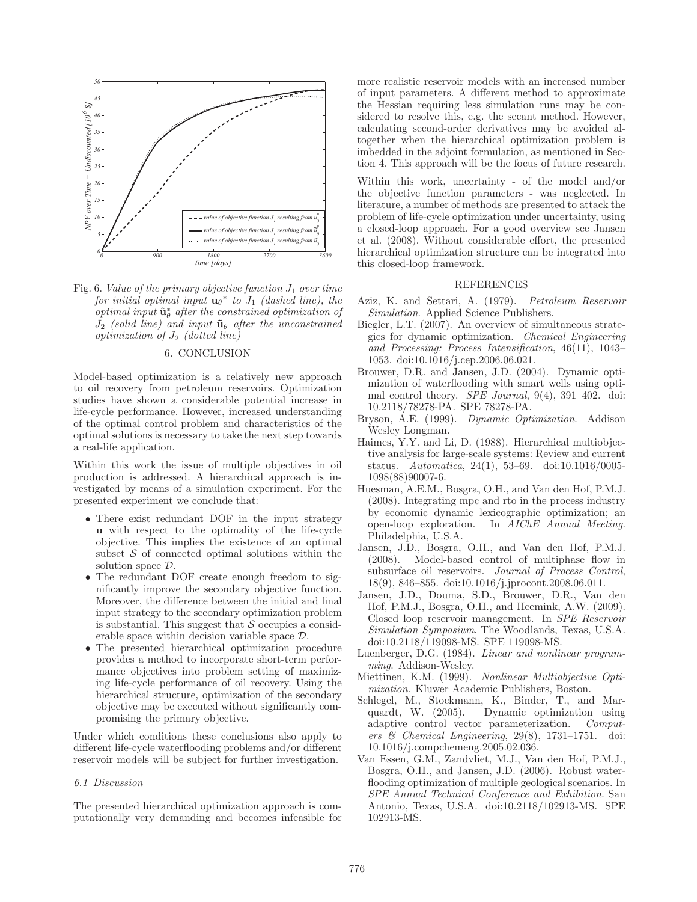NPV over Time – Undiscounted [$10^6$ \$]

50
45
40
35
30
25
20
15
10
5
0

0
900
1800
2700
3600

time [days]

value of objective function $J_1$ resulting from $u_\theta^*$
value of objective function $J_1$ resulting from $\tilde{u}_\theta^*$
value of objective function $J_1$ resulting from $\tilde{u}_\theta$

Fig. 6. *Value of the primary objective function $J_1$ over time for initial optimal input $\mathbf{u}_\theta{}^*$ to $J_1$ (dashed line), the optimal input $\tilde{\mathbf{u}}_\theta^*$ after the constrained optimization of $J_2$ (solid line) and input $\tilde{\mathbf{u}}_\theta$ after the unconstrained optimization of $J_2$ (dotted line)*

## 6. CONCLUSION

Model-based optimization is a relatively new approach to oil recovery from petroleum reservoirs. Optimization studies have shown a considerable potential increase in life-cycle performance. However, increased understanding of the optimal control problem and characteristics of the optimal solutions is necessary to take the next step towards a real-life application.

Within this work the issue of multiple objectives in oil production is addressed. A hierarchical approach is investigated by means of a simulation experiment. For the presented experiment we conclude that:

- There exist redundant DOF in the input strategy **u** with respect to the optimality of the life-cycle objective. This implies the existence of an optimal subset $\mathcal{S}$ of connected optimal solutions within the solution space $\mathcal{D}$.
- The redundant DOF create enough freedom to significantly improve the secondary objective function. Moreover, the difference between the initial and final input strategy to the secondary optimization problem is substantial. This suggest that $\mathcal{S}$ occupies a considerable space within decision variable space $\mathcal{D}$.
- The presented hierarchical optimization procedure provides a method to incorporate short-term performance objectives into problem setting of maximizing life-cycle performance of oil recovery. Using the hierarchical structure, optimization of the secondary objective may be executed without significantly compromising the primary objective.

Under which conditions these conclusions also apply to different life-cycle waterflooding problems and/or different reservoir models will be subject for further investigation.

### 6.1 Discussion

The presented hierarchical optimization approach is computationally very demanding and becomes infeasible for more realistic reservoir models with an increased number of input parameters. A different method to approximate the Hessian requiring less simulation runs may be considered to resolve this, e.g. the secant method. However, calculating second-order derivatives may be avoided altogether when the hierarchical optimization problem is imbedded in the adjoint formulation, as mentioned in Section 4. This approach will be the focus of future research.

Within this work, uncertainty - of the model and/or the objective function parameters - was neglected. In literature, a number of methods are presented to attack the problem of life-cycle optimization under uncertainty, using a closed-loop approach. For a good overview see Jansen et al. (2008). Without considerable effort, the presented hierarchical optimization structure can be integrated into this closed-loop framework.

## REFERENCES

Aziz, K. and Settari, A. (1979). *Petroleum Reservoir Simulation*. Applied Science Publishers.

Biegler, L.T. (2007). An overview of simultaneous strategies for dynamic optimization. *Chemical Engineering and Processing: Process Intensification*, 46(11), 1043–1053. doi:10.1016/j.cep.2006.06.021.

Brouwer, D.R. and Jansen, J.D. (2004). Dynamic optimization of waterflooding with smart wells using optimal control theory. *SPE Journal*, 9(4), 391–402. doi: 10.2118/78278-PA. SPE 78278-PA.

Bryson, A.E. (1999). *Dynamic Optimization*. Addison Wesley Longman.

Haimes, Y.Y. and Li, D. (1988). Hierarchical multiobjective analysis for large-scale systems: Review and current status. *Automatica*, 24(1), 53–69. doi:10.1016/0005-1098(88)90007-6.

Huesman, A.E.M., Bosgra, O.H., and Van den Hof, P.M.J. (2008). Integrating mpc and rto in the process industry by economic dynamic lexicographic optimization; an open-loop exploration. In *AIChE Annual Meeting*. Philadelphia, U.S.A.

Jansen, J.D., Bosgra, O.H., and Van den Hof, P.M.J. (2008). Model-based control of multiphase flow in subsurface oil reservoirs. *Journal of Process Control*, 18(9), 846–855. doi:10.1016/j.jprocont.2008.06.011.

Jansen, J.D., Douma, S.D., Brouwer, D.R., Van den Hof, P.M.J., Bosgra, O.H., and Heemink, A.W. (2009). Closed loop reservoir management. In *SPE Reservoir Simulation Symposium*. The Woodlands, Texas, U.S.A. doi:10.2118/119098-MS. SPE 119098-MS.

Luenberger, D.G. (1984). *Linear and nonlinear programming*. Addison-Wesley.

Miettinen, K.M. (1999). *Nonlinear Multiobjective Optimization*. Kluwer Academic Publishers, Boston.

Schlegel, M., Stockmann, K., Binder, T., and Marquardt, W. (2005). Dynamic optimization using adaptive control vector parameterization. *Computers & Chemical Engineering*, 29(8), 1731–1751. doi: 10.1016/j.compchemeng.2005.02.036.

Van Essen, G.M., Zandvliet, M.J., Van den Hof, P.M.J., Bosgra, O.H., and Jansen, J.D. (2006). Robust waterflooding optimization of multiple geological scenarios. In *SPE Annual Technical Conference and Exhibition*. San Antonio, Texas, U.S.A. doi:10.2118/102913-MS. SPE 102913-MS.